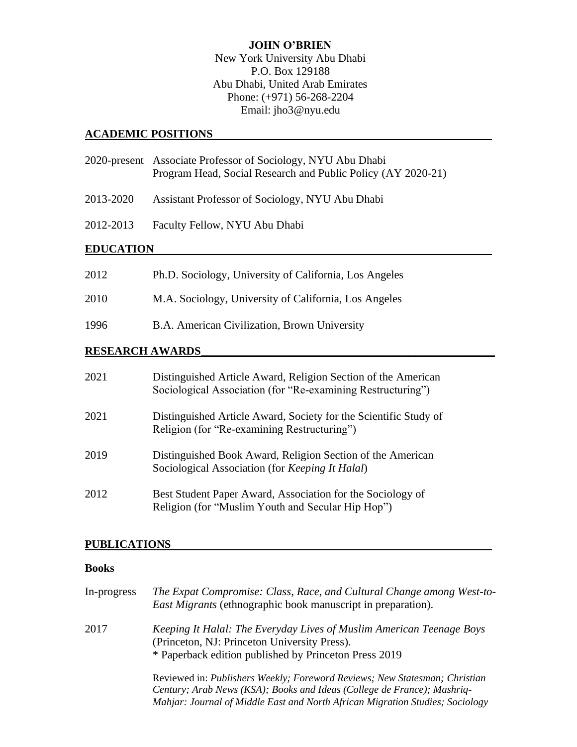# JOHN O'BRIEN

New York University Abu Dhabi
P.O. Box 129188
Abu Dhabi, United Arab Emirates
Phone: (+971) 56-268-2204
Email: jho3@nyu.edu

## ACADEMIC POSITIONS

2020-present Associate Professor of Sociology, NYU Abu Dhabi
Program Head, Social Research and Public Policy (AY 2020-21)

2013-2020 Assistant Professor of Sociology, NYU Abu Dhabi

2012-2013 Faculty Fellow, NYU Abu Dhabi

## EDUCATION

2012 Ph.D. Sociology, University of California, Los Angeles

2010 M.A. Sociology, University of California, Los Angeles

1996 B.A. American Civilization, Brown University

## RESEARCH AWARDS

2021 Distinguished Article Award, Religion Section of the American Sociological Association (for "Re-examining Restructuring")

2021 Distinguished Article Award, Society for the Scientific Study of Religion (for "Re-examining Restructuring")

2019 Distinguished Book Award, Religion Section of the American Sociological Association (for *Keeping It Halal*)

2012 Best Student Paper Award, Association for the Sociology of Religion (for "Muslim Youth and Secular Hip Hop")

## PUBLICATIONS

### Books

In-progress *The Expat Compromise: Class, Race, and Cultural Change among West-to-East Migrants* (ethnographic book manuscript in preparation).

2017 *Keeping It Halal: The Everyday Lives of Muslim American Teenage Boys* (Princeton, NJ: Princeton University Press).
\* Paperback edition published by Princeton Press 2019

Reviewed in: *Publishers Weekly; Foreword Reviews; New Statesman; Christian Century; Arab News (KSA); Books and Ideas (College de France); Mashriq-Mahjar: Journal of Middle East and North African Migration Studies; Sociology*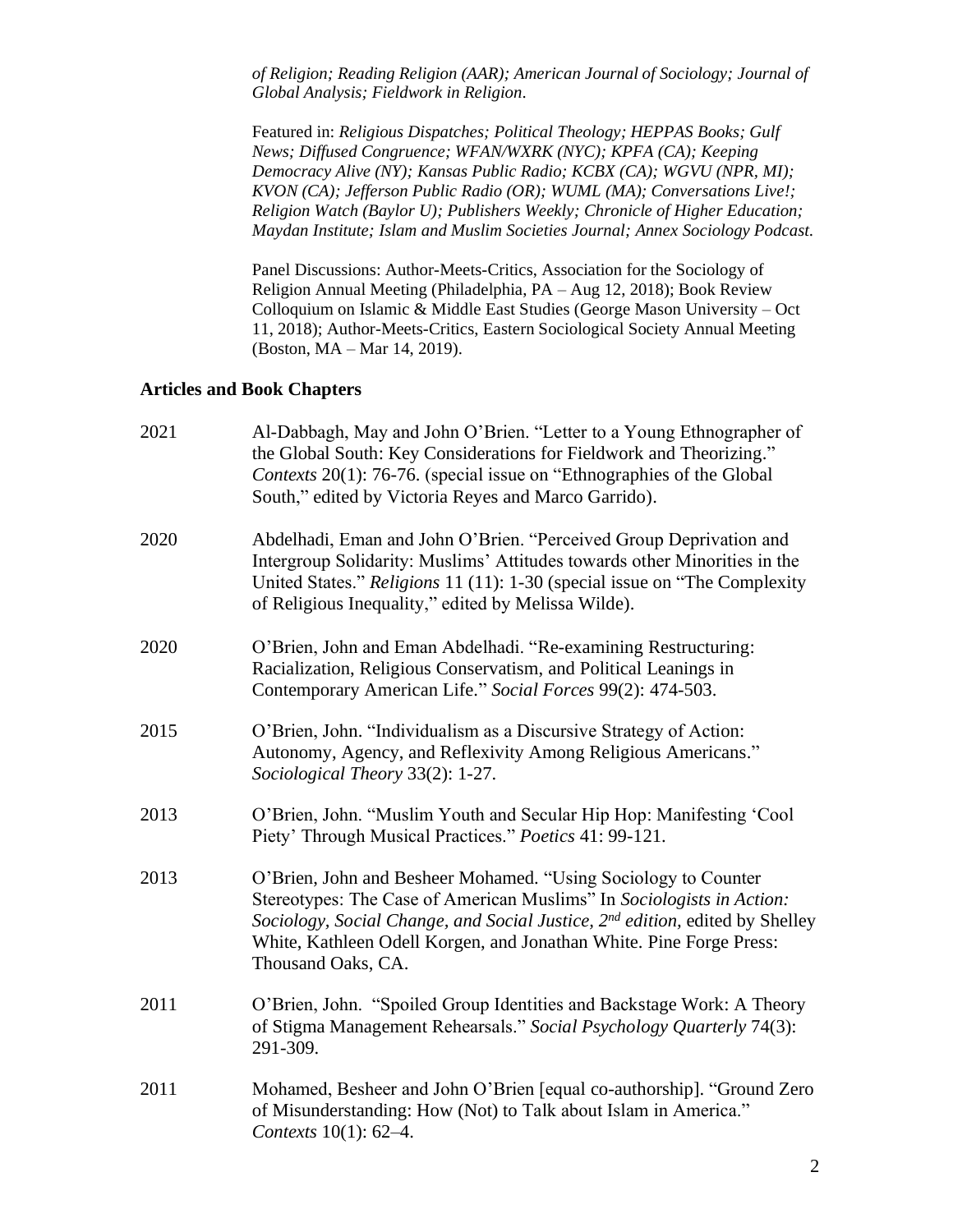*of Religion; Reading Religion (AAR); American Journal of Sociology; Journal of Global Analysis; Fieldwork in Religion*.

Featured in: *Religious Dispatches; Political Theology; HEPPAS Books; Gulf News; Diffused Congruence; WFAN/WXRK (NYC); KPFA (CA); Keeping Democracy Alive (NY); Kansas Public Radio; KCBX (CA); WGVU (NPR, MI); KVON (CA); Jefferson Public Radio (OR); WUML (MA); Conversations Live!; Religion Watch (Baylor U); Publishers Weekly; Chronicle of Higher Education; Maydan Institute; Islam and Muslim Societies Journal; Annex Sociology Podcast.*

Panel Discussions: Author-Meets-Critics, Association for the Sociology of Religion Annual Meeting (Philadelphia, PA – Aug 12, 2018); Book Review Colloquium on Islamic & Middle East Studies (George Mason University – Oct 11, 2018); Author-Meets-Critics, Eastern Sociological Society Annual Meeting (Boston, MA – Mar 14, 2019).

## Articles and Book Chapters

2021 Al-Dabbagh, May and John O'Brien. "Letter to a Young Ethnographer of the Global South: Key Considerations for Fieldwork and Theorizing." *Contexts* 20(1): 76-76. (special issue on "Ethnographies of the Global South," edited by Victoria Reyes and Marco Garrido).

2020 Abdelhadi, Eman and John O'Brien. "Perceived Group Deprivation and Intergroup Solidarity: Muslims' Attitudes towards other Minorities in the United States." *Religions* 11 (11): 1-30 (special issue on "The Complexity of Religious Inequality," edited by Melissa Wilde).

2020 O'Brien, John and Eman Abdelhadi. "Re-examining Restructuring: Racialization, Religious Conservatism, and Political Leanings in Contemporary American Life." *Social Forces* 99(2): 474-503.

2015 O'Brien, John. "Individualism as a Discursive Strategy of Action: Autonomy, Agency, and Reflexivity Among Religious Americans." *Sociological Theory* 33(2): 1-27.

2013 O'Brien, John. "Muslim Youth and Secular Hip Hop: Manifesting 'Cool Piety' Through Musical Practices." *Poetics* 41: 99-121.

2013 O'Brien, John and Besheer Mohamed. "Using Sociology to Counter Stereotypes: The Case of American Muslims" In *Sociologists in Action: Sociology, Social Change, and Social Justice, 2nd edition*, edited by Shelley White, Kathleen Odell Korgen, and Jonathan White. Pine Forge Press: Thousand Oaks, CA.

2011 O'Brien, John. "Spoiled Group Identities and Backstage Work: A Theory of Stigma Management Rehearsals." *Social Psychology Quarterly* 74(3): 291-309.

2011 Mohamed, Besheer and John O'Brien [equal co-authorship]. "Ground Zero of Misunderstanding: How (Not) to Talk about Islam in America." *Contexts* 10(1): 62–4.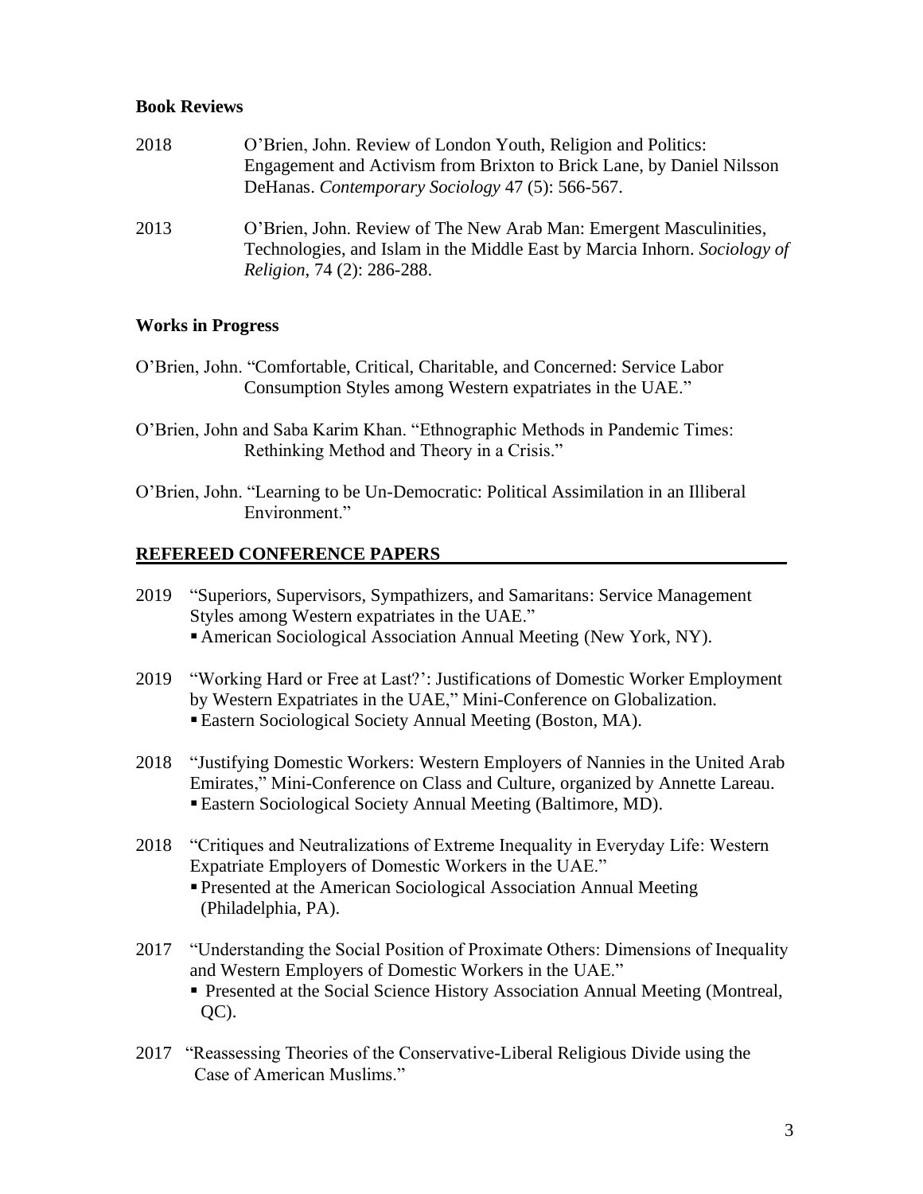### Book Reviews

2018 O'Brien, John. Review of London Youth, Religion and Politics: Engagement and Activism from Brixton to Brick Lane, by Daniel Nilsson DeHanas. *Contemporary Sociology* 47 (5): 566-567.

2013 O'Brien, John. Review of The New Arab Man: Emergent Masculinities, Technologies, and Islam in the Middle East by Marcia Inhorn. *Sociology of Religion*, 74 (2): 286-288.

### Works in Progress

O'Brien, John. "Comfortable, Critical, Charitable, and Concerned: Service Labor Consumption Styles among Western expatriates in the UAE."

O'Brien, John and Saba Karim Khan. "Ethnographic Methods in Pandemic Times: Rethinking Method and Theory in a Crisis."

O'Brien, John. "Learning to be Un-Democratic: Political Assimilation in an Illiberal Environment."

## REFEREED CONFERENCE PAPERS

2019 "Superiors, Supervisors, Sympathizers, and Samaritans: Service Management Styles among Western expatriates in the UAE."
- American Sociological Association Annual Meeting (New York, NY).

2019 "Working Hard or Free at Last?': Justifications of Domestic Worker Employment by Western Expatriates in the UAE," Mini-Conference on Globalization.
- Eastern Sociological Society Annual Meeting (Boston, MA).

2018 "Justifying Domestic Workers: Western Employers of Nannies in the United Arab Emirates," Mini-Conference on Class and Culture, organized by Annette Lareau.
- Eastern Sociological Society Annual Meeting (Baltimore, MD).

2018 "Critiques and Neutralizations of Extreme Inequality in Everyday Life: Western Expatriate Employers of Domestic Workers in the UAE."
- Presented at the American Sociological Association Annual Meeting (Philadelphia, PA).

2017 "Understanding the Social Position of Proximate Others: Dimensions of Inequality and Western Employers of Domestic Workers in the UAE."
- Presented at the Social Science History Association Annual Meeting (Montreal, QC).

2017 "Reassessing Theories of the Conservative-Liberal Religious Divide using the Case of American Muslims."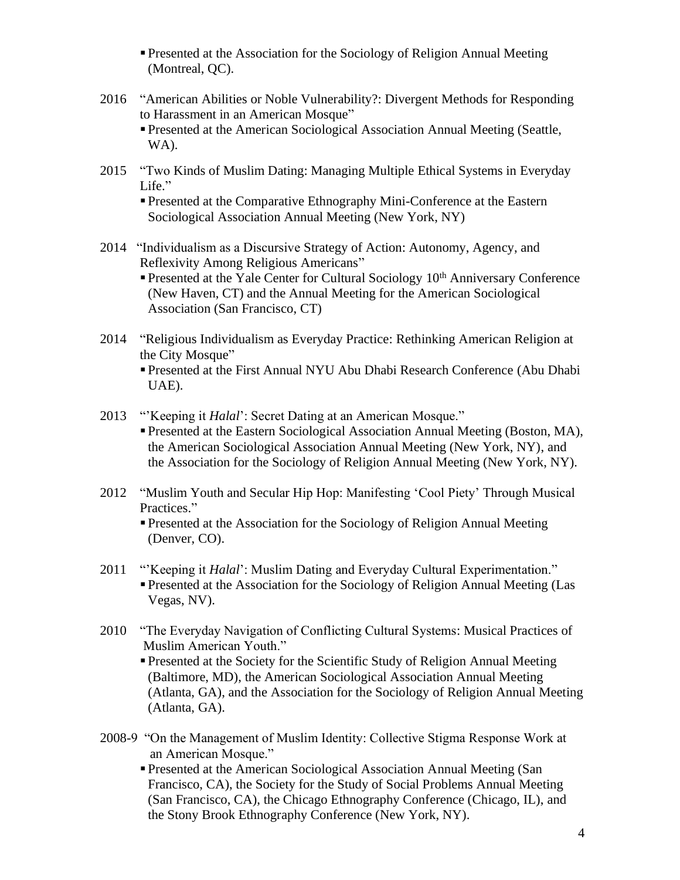- Presented at the Association for the Sociology of Religion Annual Meeting (Montreal, QC).

2016 "American Abilities or Noble Vulnerability?: Divergent Methods for Responding to Harassment in an American Mosque"
- Presented at the American Sociological Association Annual Meeting (Seattle, WA).

2015 "Two Kinds of Muslim Dating: Managing Multiple Ethical Systems in Everyday Life."
- Presented at the Comparative Ethnography Mini-Conference at the Eastern Sociological Association Annual Meeting (New York, NY)

2014 "Individualism as a Discursive Strategy of Action: Autonomy, Agency, and Reflexivity Among Religious Americans"
- Presented at the Yale Center for Cultural Sociology 10th Anniversary Conference (New Haven, CT) and the Annual Meeting for the American Sociological Association (San Francisco, CT)

2014 "Religious Individualism as Everyday Practice: Rethinking American Religion at the City Mosque"
- Presented at the First Annual NYU Abu Dhabi Research Conference (Abu Dhabi UAE).

2013 "'Keeping it *Halal*': Secret Dating at an American Mosque."
- Presented at the Eastern Sociological Association Annual Meeting (Boston, MA), the American Sociological Association Annual Meeting (New York, NY), and the Association for the Sociology of Religion Annual Meeting (New York, NY).

2012 "Muslim Youth and Secular Hip Hop: Manifesting 'Cool Piety' Through Musical Practices."
- Presented at the Association for the Sociology of Religion Annual Meeting (Denver, CO).

2011 "'Keeping it *Halal*': Muslim Dating and Everyday Cultural Experimentation."
- Presented at the Association for the Sociology of Religion Annual Meeting (Las Vegas, NV).

2010 "The Everyday Navigation of Conflicting Cultural Systems: Musical Practices of Muslim American Youth."
- Presented at the Society for the Scientific Study of Religion Annual Meeting (Baltimore, MD), the American Sociological Association Annual Meeting (Atlanta, GA), and the Association for the Sociology of Religion Annual Meeting (Atlanta, GA).

2008-9 "On the Management of Muslim Identity: Collective Stigma Response Work at an American Mosque."
- Presented at the American Sociological Association Annual Meeting (San Francisco, CA), the Society for the Study of Social Problems Annual Meeting (San Francisco, CA), the Chicago Ethnography Conference (Chicago, IL), and the Stony Brook Ethnography Conference (New York, NY).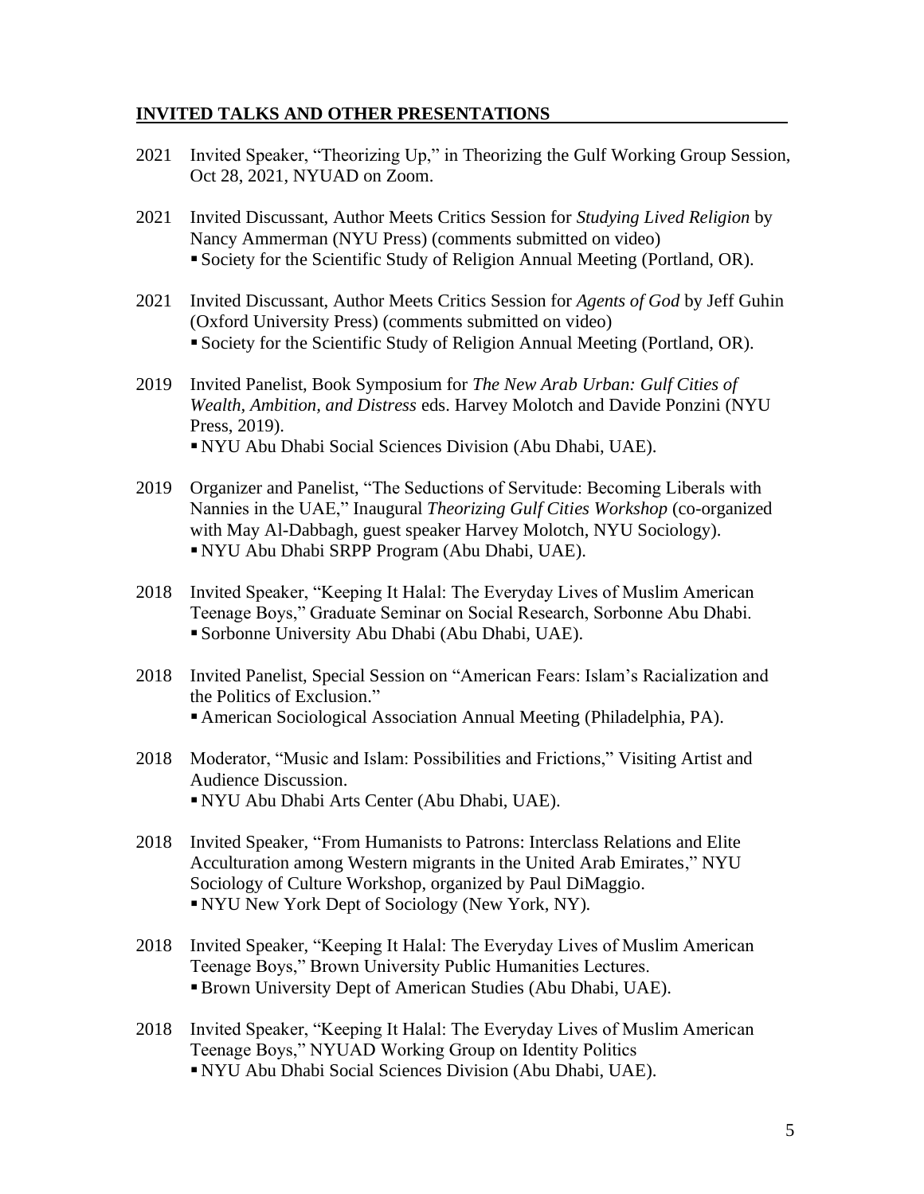## INVITED TALKS AND OTHER PRESENTATIONS

2021 Invited Speaker, "Theorizing Up," in Theorizing the Gulf Working Group Session, Oct 28, 2021, NYUAD on Zoom.

2021 Invited Discussant, Author Meets Critics Session for *Studying Lived Religion* by Nancy Ammerman (NYU Press) (comments submitted on video)
- Society for the Scientific Study of Religion Annual Meeting (Portland, OR).

2021 Invited Discussant, Author Meets Critics Session for *Agents of God* by Jeff Guhin (Oxford University Press) (comments submitted on video)
- Society for the Scientific Study of Religion Annual Meeting (Portland, OR).

2019 Invited Panelist, Book Symposium for *The New Arab Urban: Gulf Cities of Wealth, Ambition, and Distress* eds. Harvey Molotch and Davide Ponzini (NYU Press, 2019).
- NYU Abu Dhabi Social Sciences Division (Abu Dhabi, UAE).

2019 Organizer and Panelist, "The Seductions of Servitude: Becoming Liberals with Nannies in the UAE," Inaugural *Theorizing Gulf Cities Workshop* (co-organized with May Al-Dabbagh, guest speaker Harvey Molotch, NYU Sociology).
- NYU Abu Dhabi SRPP Program (Abu Dhabi, UAE).

2018 Invited Speaker, "Keeping It Halal: The Everyday Lives of Muslim American Teenage Boys," Graduate Seminar on Social Research, Sorbonne Abu Dhabi.
- Sorbonne University Abu Dhabi (Abu Dhabi, UAE).

2018 Invited Panelist, Special Session on "American Fears: Islam's Racialization and the Politics of Exclusion."
- American Sociological Association Annual Meeting (Philadelphia, PA).

2018 Moderator, "Music and Islam: Possibilities and Frictions," Visiting Artist and Audience Discussion.
- NYU Abu Dhabi Arts Center (Abu Dhabi, UAE).

2018 Invited Speaker, "From Humanists to Patrons: Interclass Relations and Elite Acculturation among Western migrants in the United Arab Emirates," NYU Sociology of Culture Workshop, organized by Paul DiMaggio.
- NYU New York Dept of Sociology (New York, NY).

2018 Invited Speaker, "Keeping It Halal: The Everyday Lives of Muslim American Teenage Boys," Brown University Public Humanities Lectures.
- Brown University Dept of American Studies (Abu Dhabi, UAE).

2018 Invited Speaker, "Keeping It Halal: The Everyday Lives of Muslim American Teenage Boys," NYUAD Working Group on Identity Politics
- NYU Abu Dhabi Social Sciences Division (Abu Dhabi, UAE).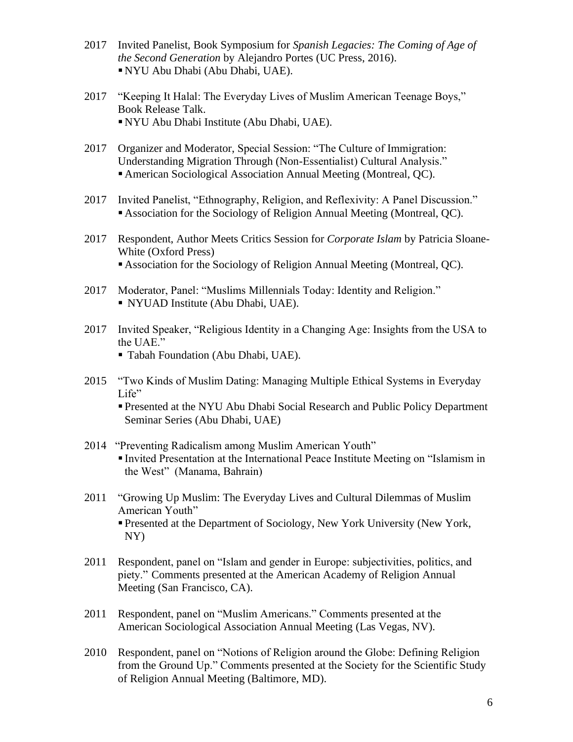2017 Invited Panelist, Book Symposium for *Spanish Legacies: The Coming of Age of the Second Generation* by Alejandro Portes (UC Press, 2016).
- NYU Abu Dhabi (Abu Dhabi, UAE).

2017 "Keeping It Halal: The Everyday Lives of Muslim American Teenage Boys," Book Release Talk.
- NYU Abu Dhabi Institute (Abu Dhabi, UAE).

2017 Organizer and Moderator, Special Session: "The Culture of Immigration: Understanding Migration Through (Non-Essentialist) Cultural Analysis."
- American Sociological Association Annual Meeting (Montreal, QC).

2017 Invited Panelist, "Ethnography, Religion, and Reflexivity: A Panel Discussion."
- Association for the Sociology of Religion Annual Meeting (Montreal, QC).

2017 Respondent, Author Meets Critics Session for *Corporate Islam* by Patricia Sloane-White (Oxford Press)
- Association for the Sociology of Religion Annual Meeting (Montreal, QC).

2017 Moderator, Panel: "Muslims Millennials Today: Identity and Religion."
- NYUAD Institute (Abu Dhabi, UAE).

2017 Invited Speaker, "Religious Identity in a Changing Age: Insights from the USA to the UAE."
- Tabah Foundation (Abu Dhabi, UAE).

2015 "Two Kinds of Muslim Dating: Managing Multiple Ethical Systems in Everyday Life"
- Presented at the NYU Abu Dhabi Social Research and Public Policy Department Seminar Series (Abu Dhabi, UAE)

2014 "Preventing Radicalism among Muslim American Youth"
- Invited Presentation at the International Peace Institute Meeting on "Islamism in the West" (Manama, Bahrain)

2011 "Growing Up Muslim: The Everyday Lives and Cultural Dilemmas of Muslim American Youth"
- Presented at the Department of Sociology, New York University (New York, NY)

2011 Respondent, panel on "Islam and gender in Europe: subjectivities, politics, and piety." Comments presented at the American Academy of Religion Annual Meeting (San Francisco, CA).

2011 Respondent, panel on "Muslim Americans." Comments presented at the American Sociological Association Annual Meeting (Las Vegas, NV).

2010 Respondent, panel on "Notions of Religion around the Globe: Defining Religion from the Ground Up." Comments presented at the Society for the Scientific Study of Religion Annual Meeting (Baltimore, MD).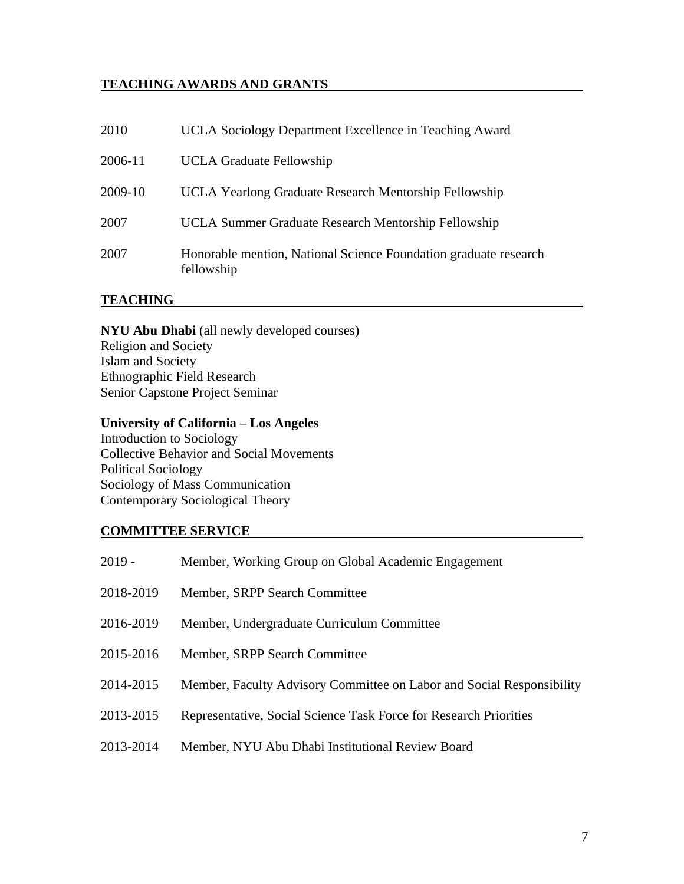## TEACHING AWARDS AND GRANTS

| | |
|---|---|
| 2010 | UCLA Sociology Department Excellence in Teaching Award |
| 2006-11 | UCLA Graduate Fellowship |
| 2009-10 | UCLA Yearlong Graduate Research Mentorship Fellowship |
| 2007 | UCLA Summer Graduate Research Mentorship Fellowship |
| 2007 | Honorable mention, National Science Foundation graduate research fellowship |

## TEACHING

**NYU Abu Dhabi** (all newly developed courses)
Religion and Society
Islam and Society
Ethnographic Field Research
Senior Capstone Project Seminar

**University of California – Los Angeles**
Introduction to Sociology
Collective Behavior and Social Movements
Political Sociology
Sociology of Mass Communication
Contemporary Sociological Theory

## COMMITTEE SERVICE

| | |
|---|---|
| 2019 - | Member, Working Group on Global Academic Engagement |
| 2018-2019 | Member, SRPP Search Committee |
| 2016-2019 | Member, Undergraduate Curriculum Committee |
| 2015-2016 | Member, SRPP Search Committee |
| 2014-2015 | Member, Faculty Advisory Committee on Labor and Social Responsibility |
| 2013-2015 | Representative, Social Science Task Force for Research Priorities |
| 2013-2014 | Member, NYU Abu Dhabi Institutional Review Board |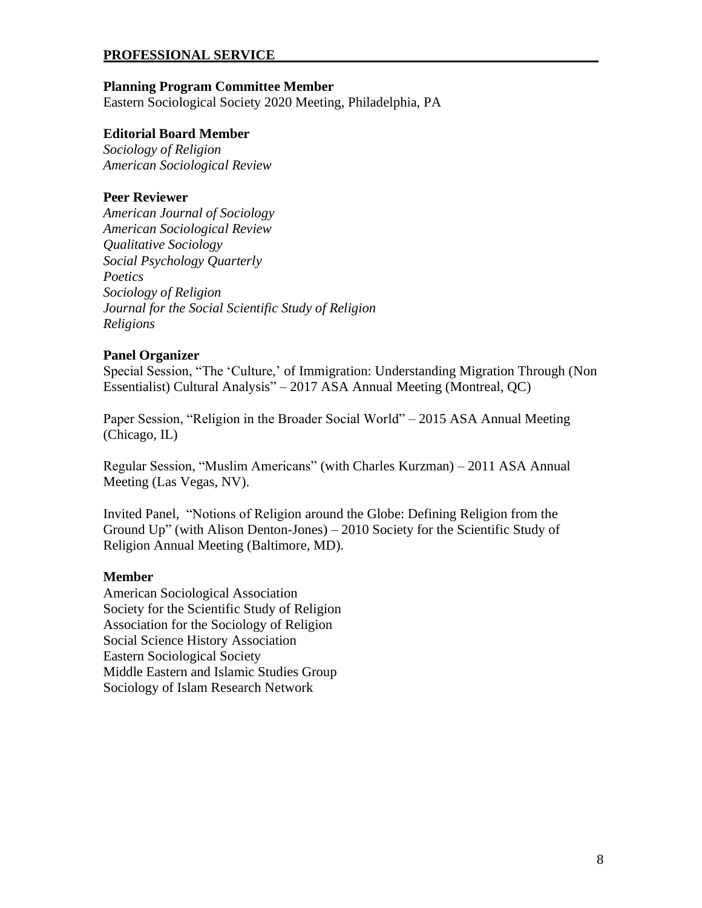## PROFESSIONAL SERVICE

**Planning Program Committee Member**
Eastern Sociological Society 2020 Meeting, Philadelphia, PA

**Editorial Board Member**
*Sociology of Religion*
*American Sociological Review*

**Peer Reviewer**
*American Journal of Sociology*
*American Sociological Review*
*Qualitative Sociology*
*Social Psychology Quarterly*
*Poetics*
*Sociology of Religion*
*Journal for the Social Scientific Study of Religion*
*Religions*

**Panel Organizer**
Special Session, "The 'Culture,' of Immigration: Understanding Migration Through (Non Essentialist) Cultural Analysis" – 2017 ASA Annual Meeting (Montreal, QC)

Paper Session, "Religion in the Broader Social World" – 2015 ASA Annual Meeting (Chicago, IL)

Regular Session, "Muslim Americans" (with Charles Kurzman) – 2011 ASA Annual Meeting (Las Vegas, NV).

Invited Panel, "Notions of Religion around the Globe: Defining Religion from the Ground Up" (with Alison Denton-Jones) – 2010 Society for the Scientific Study of Religion Annual Meeting (Baltimore, MD).

**Member**
American Sociological Association
Society for the Scientific Study of Religion
Association for the Sociology of Religion
Social Science History Association
Eastern Sociological Society
Middle Eastern and Islamic Studies Group
Sociology of Islam Research Network